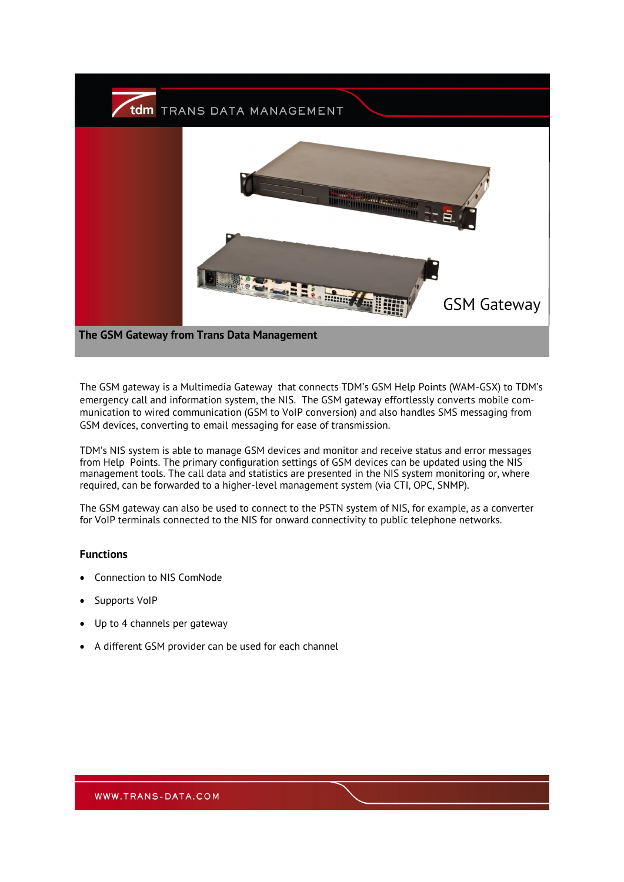# GSM Gateway

**The GSM Gateway from Trans Data Management**

The GSM gateway is a Multimedia Gateway that connects TDM's GSM Help Points (WAM-GSX) to TDM's emergency call and information system, the NIS. The GSM gateway effortlessly converts mobile communication to wired communication (GSM to VoIP conversion) and also handles SMS messaging from GSM devices, converting to email messaging for ease of transmission.

TDM's NIS system is able to manage GSM devices and monitor and receive status and error messages from Help Points. The primary configuration settings of GSM devices can be updated using the NIS management tools. The call data and statistics are presented in the NIS system monitoring or, where required, can be forwarded to a higher-level management system (via CTI, OPC, SNMP).

The GSM gateway can also be used to connect to the PSTN system of NIS, for example, as a converter for VoIP terminals connected to the NIS for onward connectivity to public telephone networks.

### Functions

- Connection to NIS ComNode
- Supports VoIP
- Up to 4 channels per gateway
- A different GSM provider can be used for each channel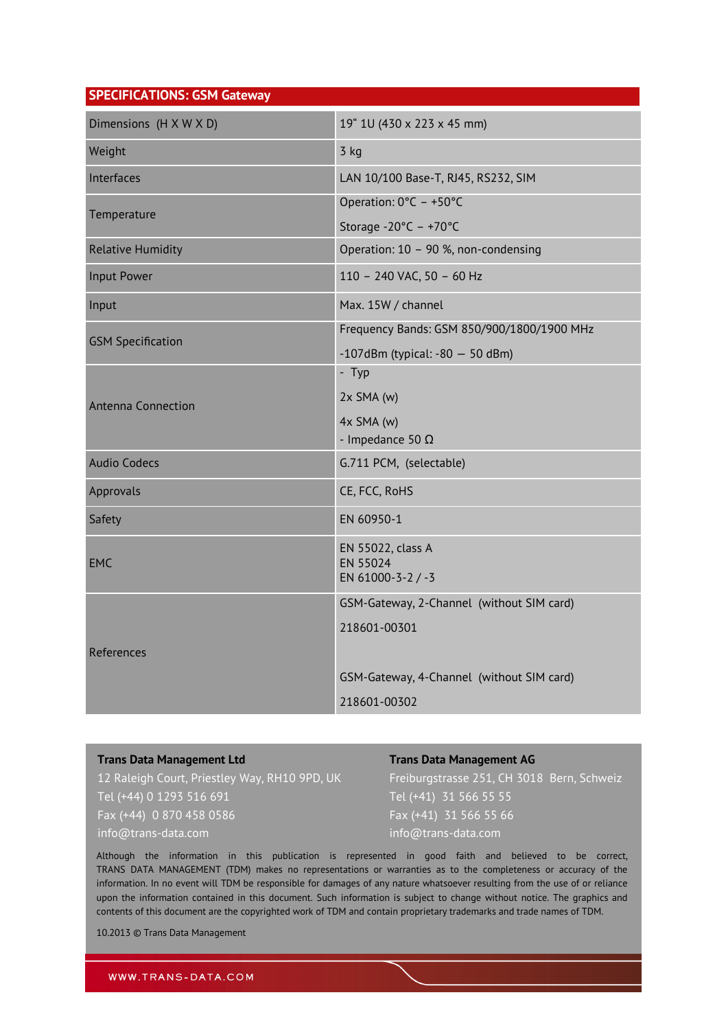## SPECIFICATIONS: GSM Gateway

| | |
|---|---|
| Dimensions (H X W X D) | 19“ 1U (430 x 223 x 45 mm) |
| Weight | 3 kg |
| Interfaces | LAN 10/100 Base-T, RJ45, RS232, SIM |
| Temperature | Operation: 0°C – +50°C<br>Storage -20°C – +70°C |
| Relative Humidity | Operation: 10 – 90 %, non-condensing |
| Input Power | 110 – 240 VAC, 50 – 60 Hz |
| Input | Max. 15W / channel |
| GSM Specification | Frequency Bands: GSM 850/900/1800/1900 MHz<br>-107dBm (typical: -80 — 50 dBm) |
| Antenna Connection | - Typ<br>2x SMA (w)<br>4x SMA (w)<br>- Impedance 50 Ω |
| Audio Codecs | G.711 PCM, (selectable) |
| Approvals | CE, FCC, RoHS |
| Safety | EN 60950-1 |
| EMC | EN 55022, class A<br>EN 55024<br>EN 61000-3-2 / -3 |
| References | GSM-Gateway, 2-Channel (without SIM card)<br>218601-00301<br><br>GSM-Gateway, 4-Channel (without SIM card)<br>218601-00302 |

**Trans Data Management Ltd**
12 Raleigh Court, Priestley Way, RH10 9PD, UK
Tel (+44) 0 1293 516 691
Fax (+44) 0 870 458 0586
info@trans-data.com

**Trans Data Management AG**
Freiburgstrasse 251, CH 3018 Bern, Schweiz
Tel (+41) 31 566 55 55
Fax (+41) 31 566 55 66
info@trans-data.com

Although the information in this publication is represented in good faith and believed to be correct, TRANS DATA MANAGEMENT (TDM) makes no representations or warranties as to the completeness or accuracy of the information. In no event will TDM be responsible for damages of any nature whatsoever resulting from the use of or reliance upon the information contained in this document. Such information is subject to change without notice. The graphics and contents of this document are the copyrighted work of TDM and contain proprietary trademarks and trade names of TDM.

10.2013 © Trans Data Management

WWW.TRANS-DATA.COM